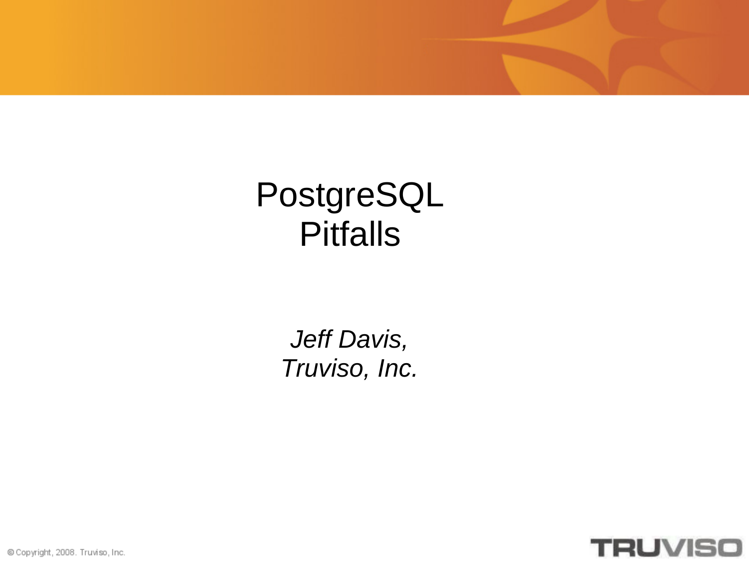# PostgreSQL Pitfalls

*Jeff Davis,*
*Truviso, Inc.*

© Copyright, 2008. Truviso, Inc.

TRUVISO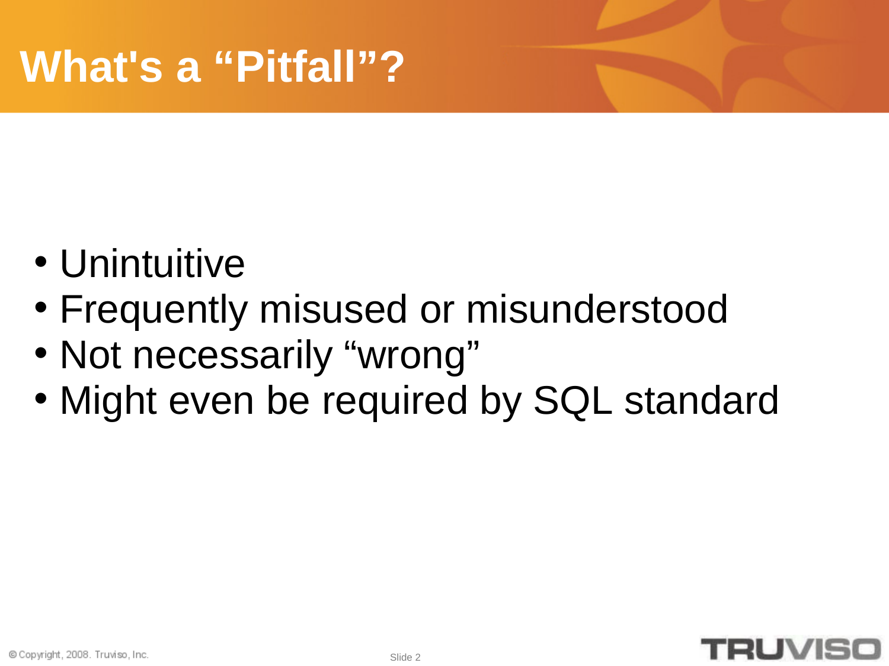# What's a “Pitfall”?

- Unintuitive
- Frequently misused or misunderstood
- Not necessarily “wrong”
- Might even be required by SQL standard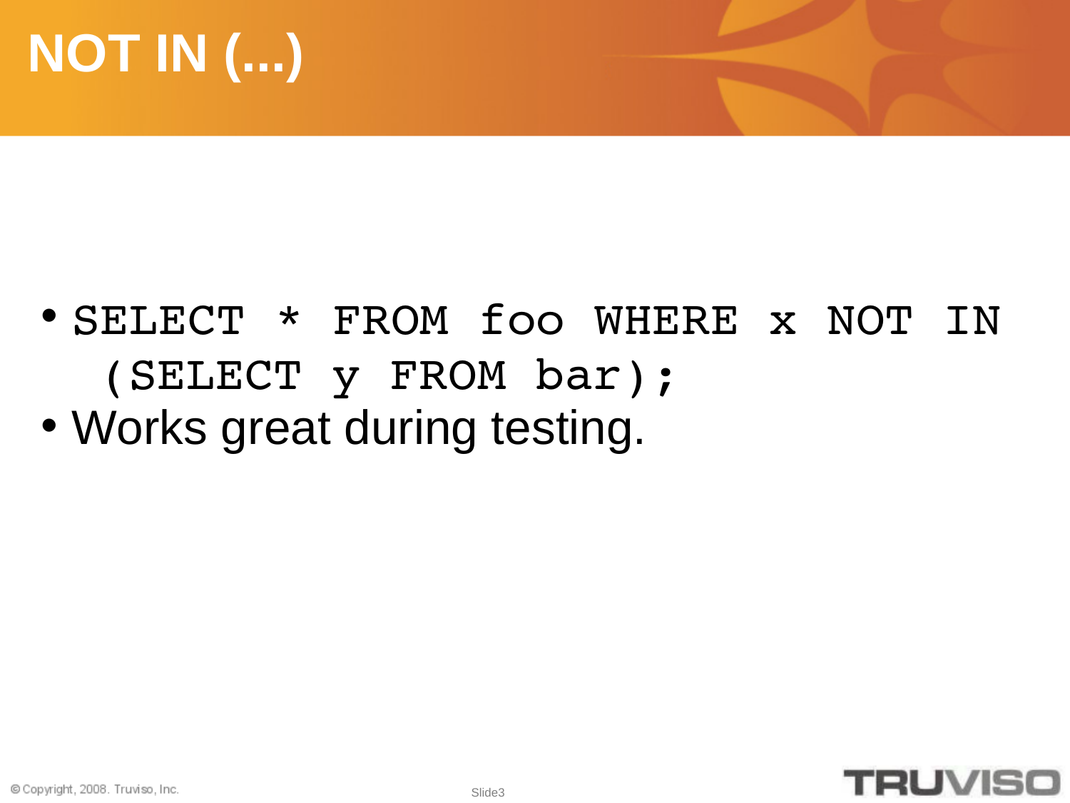# NOT IN (...)

- `SELECT * FROM foo WHERE x NOT IN (SELECT y FROM bar);`
- Works great during testing.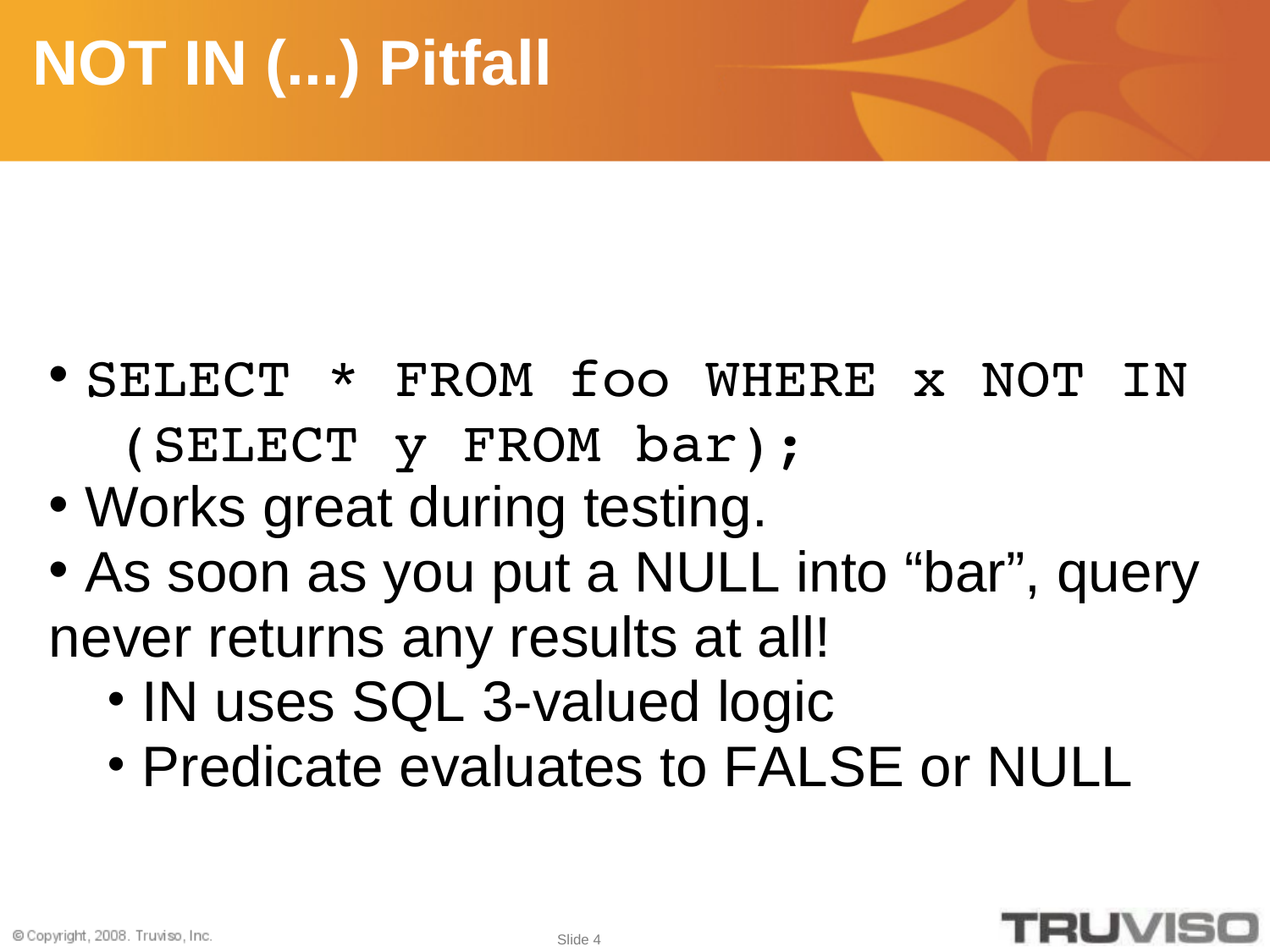# NOT IN (...) Pitfall

- `SELECT * FROM foo WHERE x NOT IN (SELECT y FROM bar);`
- Works great during testing.
- As soon as you put a NULL into “bar”, query never returns any results at all!
  - IN uses SQL 3-valued logic
  - Predicate evaluates to FALSE or NULL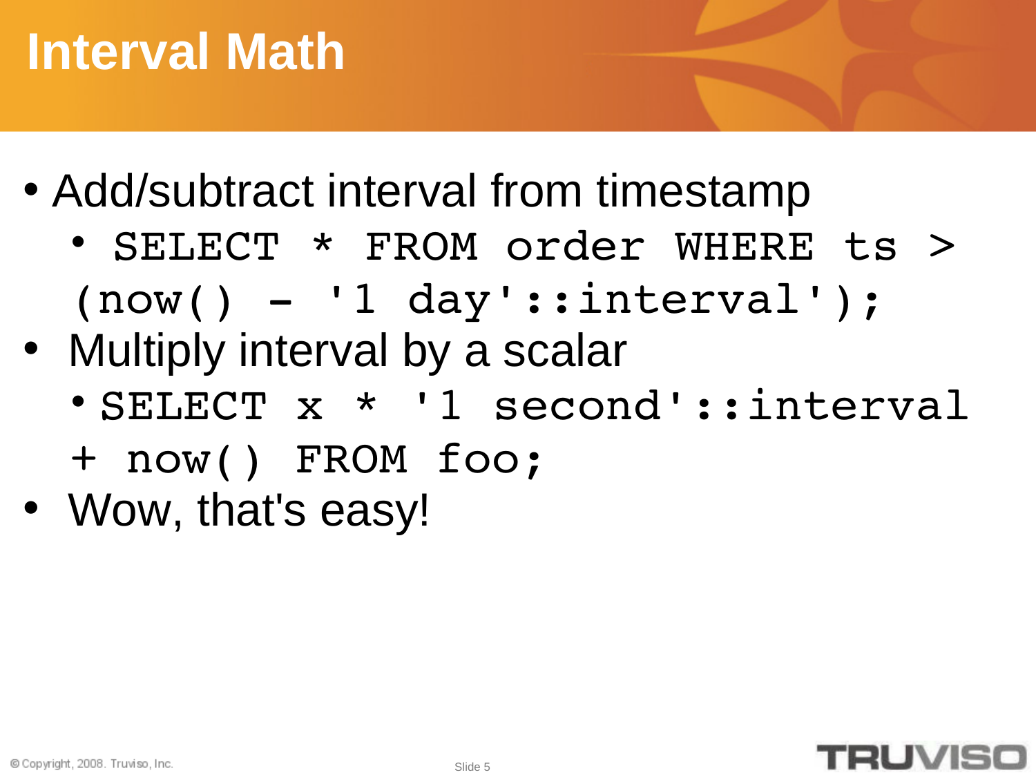# Interval Math

- Add/subtract interval from timestamp
  - ```
    SELECT * FROM order WHERE ts > (now() - '1 day'::interval);
    ```
- Multiply interval by a scalar
  - ```
    SELECT x * '1 second'::interval + now() FROM foo;
    ```
- Wow, that's easy!

© Copyright, 2008. Truviso, Inc.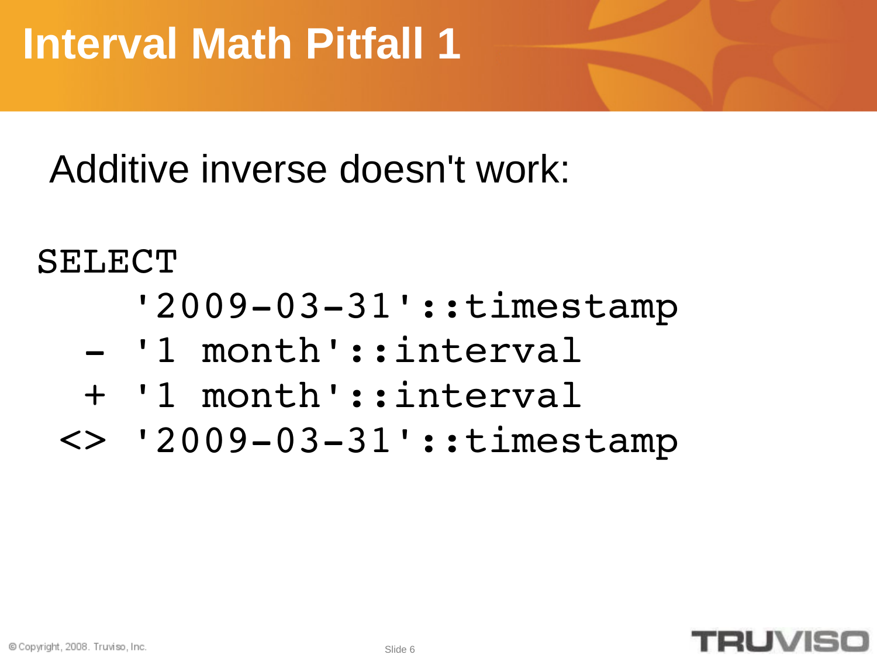# Interval Math Pitfall 1

Additive inverse doesn't work:

```
SELECT
    '2009-03-31'::timestamp
  - '1 month'::interval
  + '1 month'::interval
 <> '2009-03-31'::timestamp
```

© Copyright, 2008. Truviso, Inc.

TRUVISO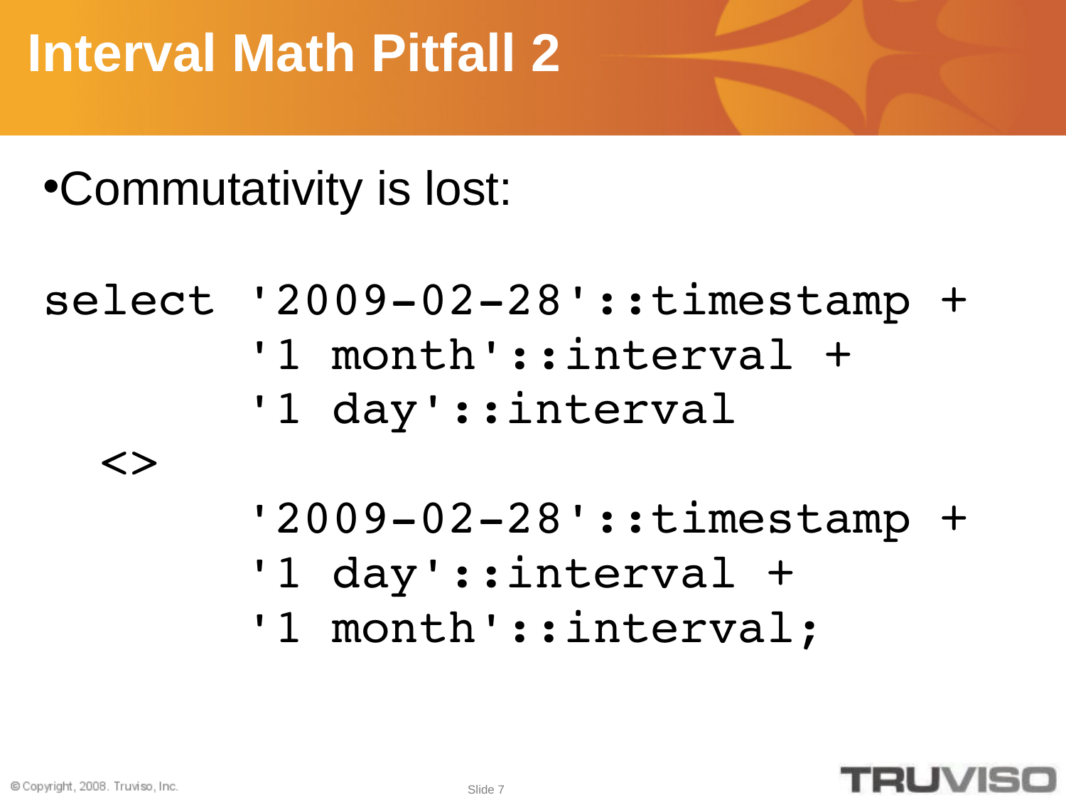# Interval Math Pitfall 2

- Commutativity is lost:

```
select '2009-02-28'::timestamp +
       '1 month'::interval +
       '1 day'::interval
  <>
       '2009-02-28'::timestamp +
       '1 day'::interval +
       '1 month'::interval;
```

© Copyright, 2008. Truviso, Inc.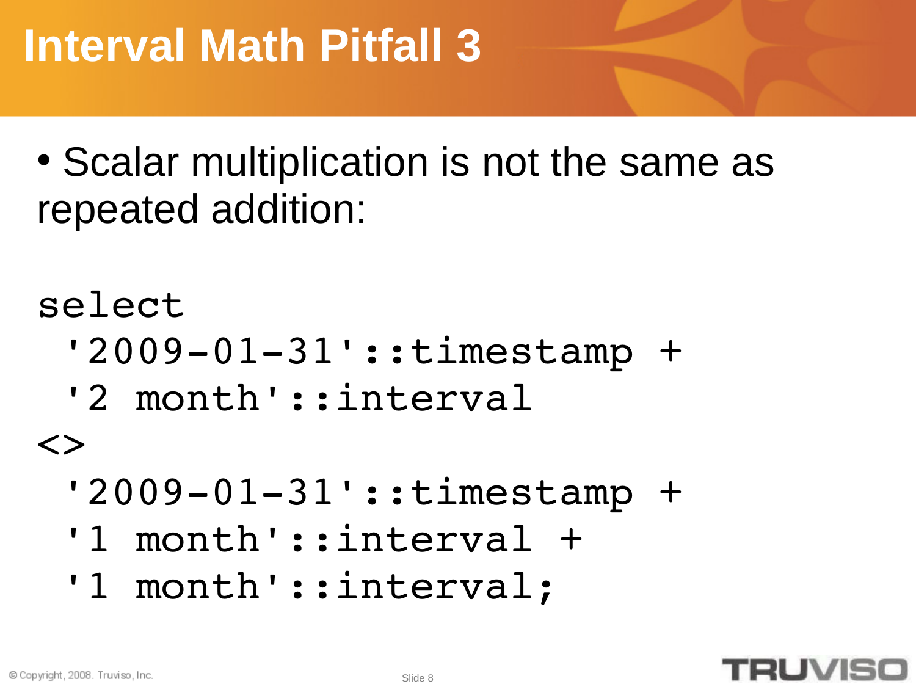# Interval Math Pitfall 3

- Scalar multiplication is not the same as repeated addition:

```
select
  '2009-01-31'::timestamp +
  '2 month'::interval
<>
  '2009-01-31'::timestamp +
  '1 month'::interval +
  '1 month'::interval;
```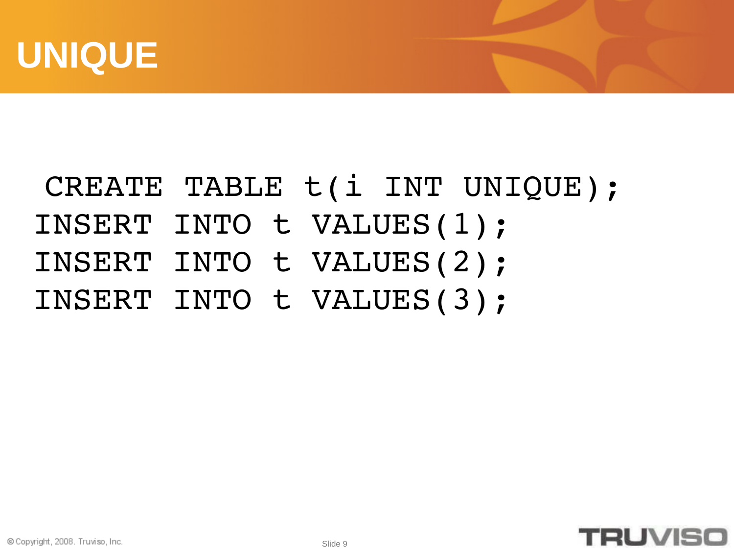# UNIQUE

```
CREATE TABLE t(i INT UNIQUE);
INSERT INTO t VALUES(1);
INSERT INTO t VALUES(2);
INSERT INTO t VALUES(3);
```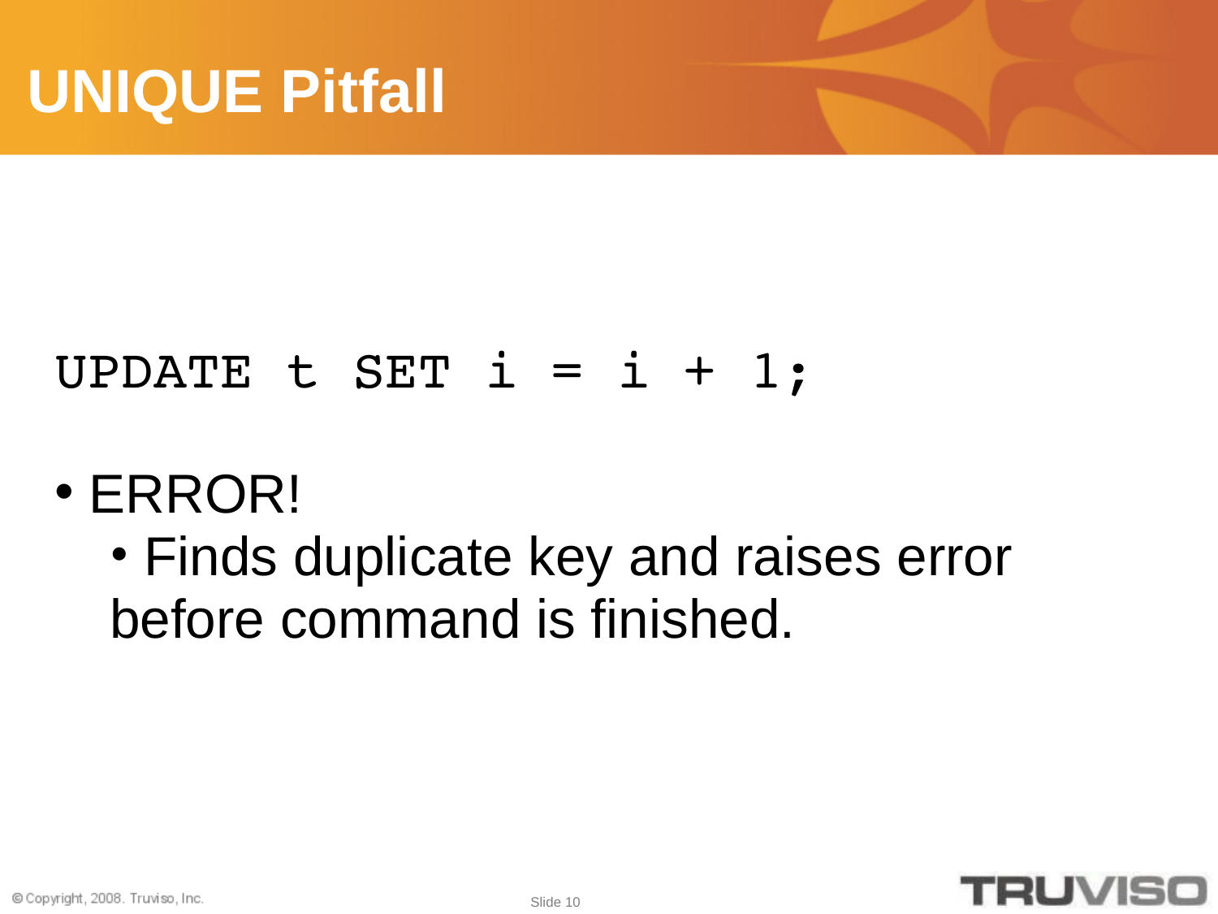# UNIQUE Pitfall

```
UPDATE t SET i = i + 1;
```

- ERROR!
  - Finds duplicate key and raises error before command is finished.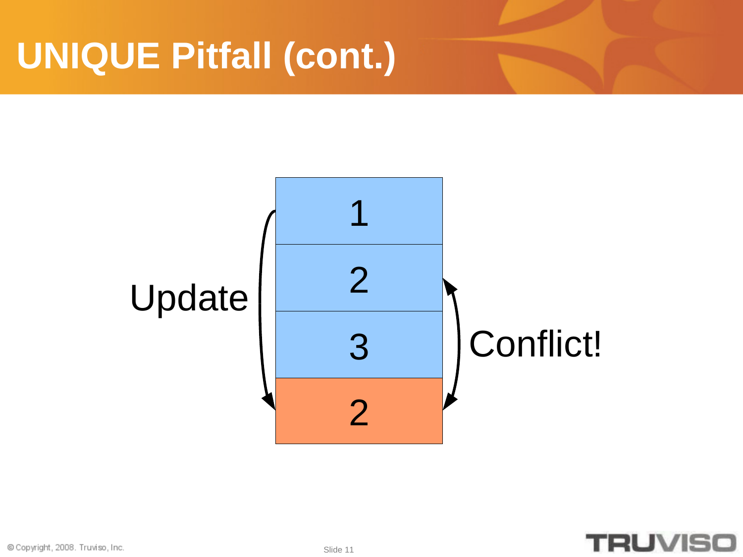# UNIQUE Pitfall (cont.)

| |
|---|
| 1 |
| 2 |
| 3 |
| 2 |

Update

Conflict!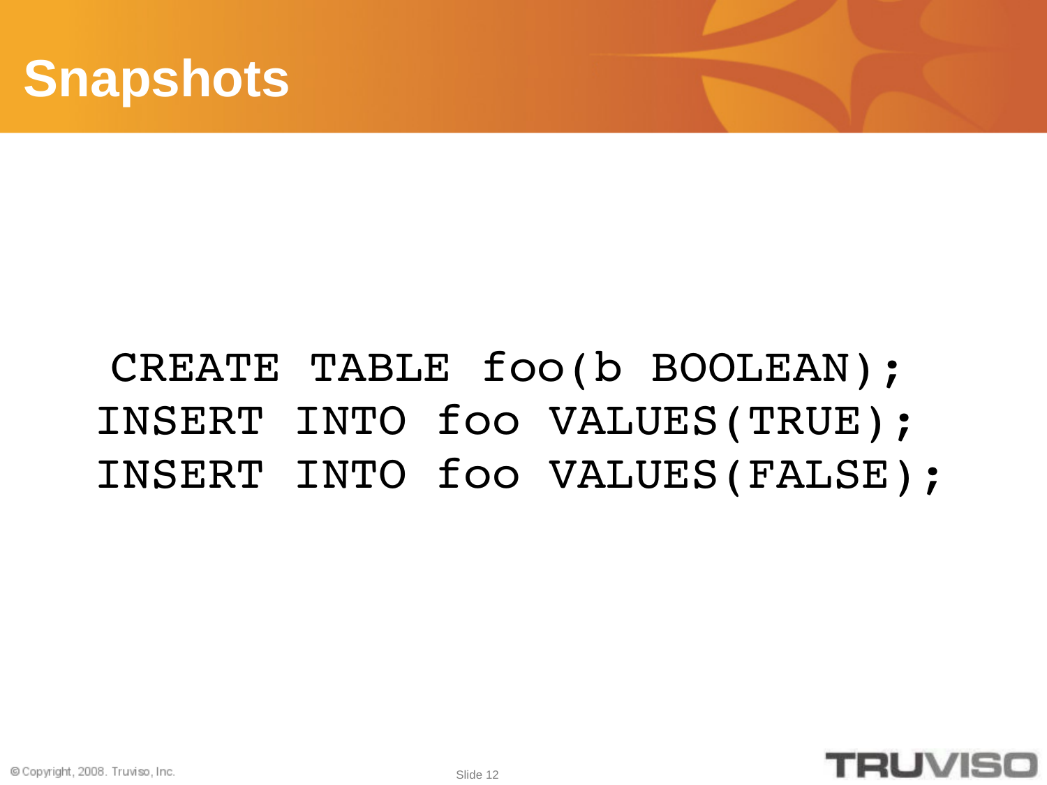# Snapshots

```
CREATE TABLE foo(b BOOLEAN);
INSERT INTO foo VALUES(TRUE);
INSERT INTO foo VALUES(FALSE);
```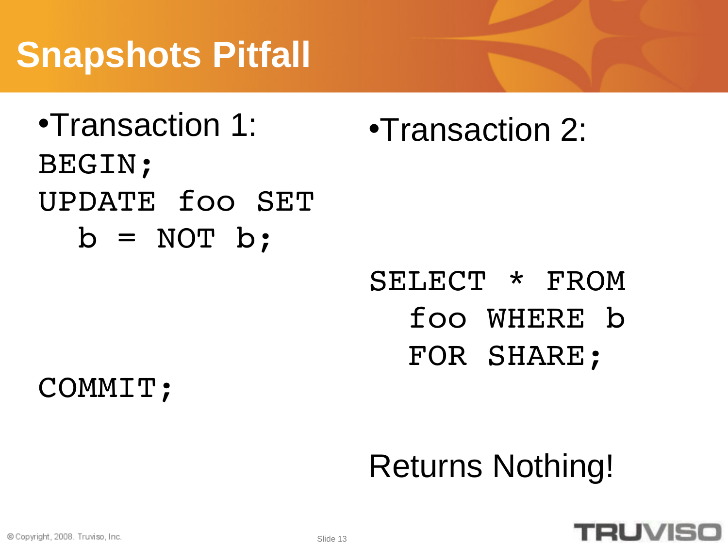# Snapshots Pitfall

- Transaction 1:

```
BEGIN;
UPDATE foo SET
  b = NOT b;
```

```
COMMIT;
```

- Transaction 2:

```
SELECT * FROM
  foo WHERE b
  FOR SHARE;
```

Returns Nothing!

© Copyright, 2008. Truviso, Inc.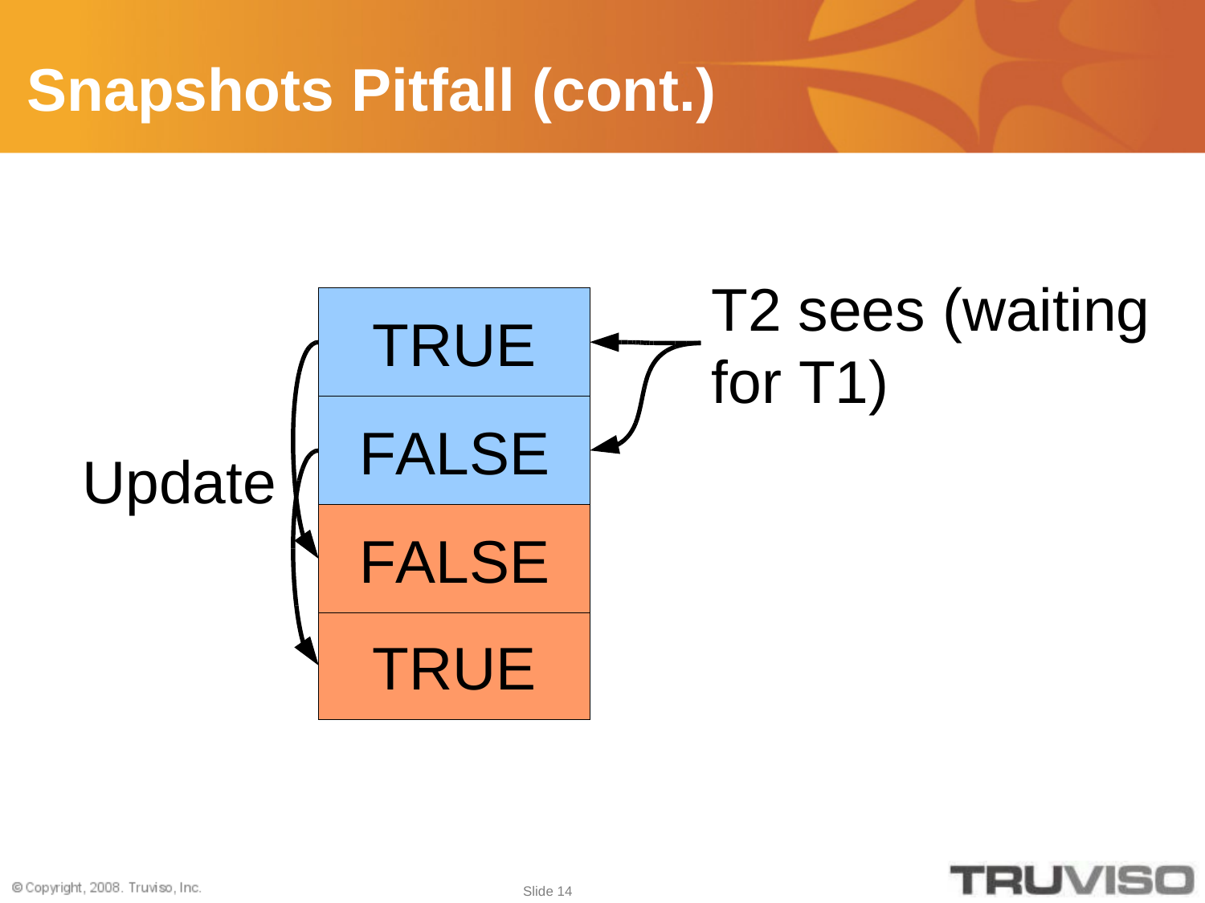# Snapshots Pitfall (cont.)

| |
|---|
| TRUE |
| FALSE |
| FALSE |
| TRUE |

Update

T2 sees (waiting for T1)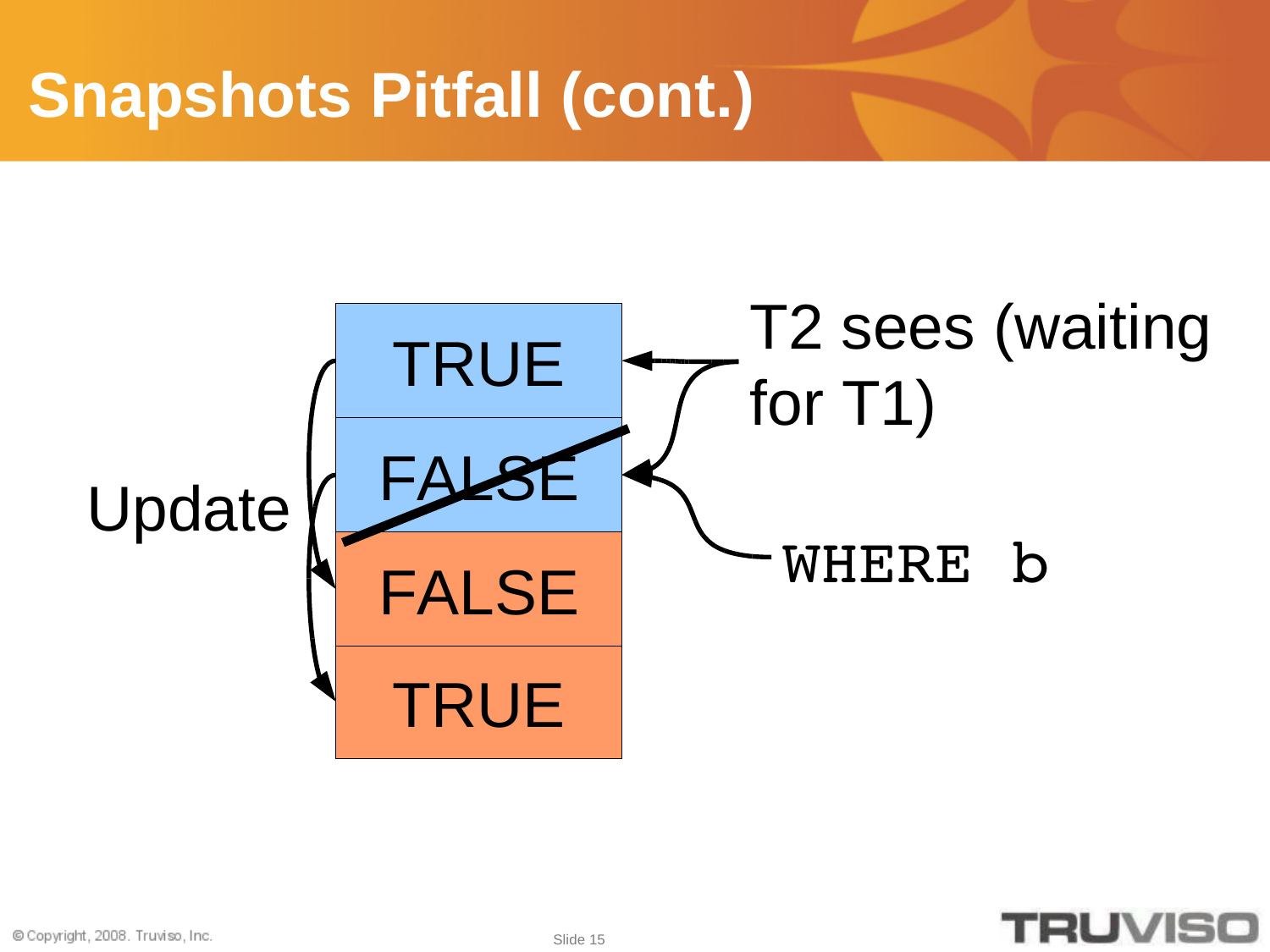# Snapshots Pitfall (cont.)

Update

| |
|---|
| TRUE |
| ~~FALSE~~ |
| FALSE |
| TRUE |

T2 sees (waiting for T1)

`WHERE b`

© Copyright, 2008. Truviso, Inc.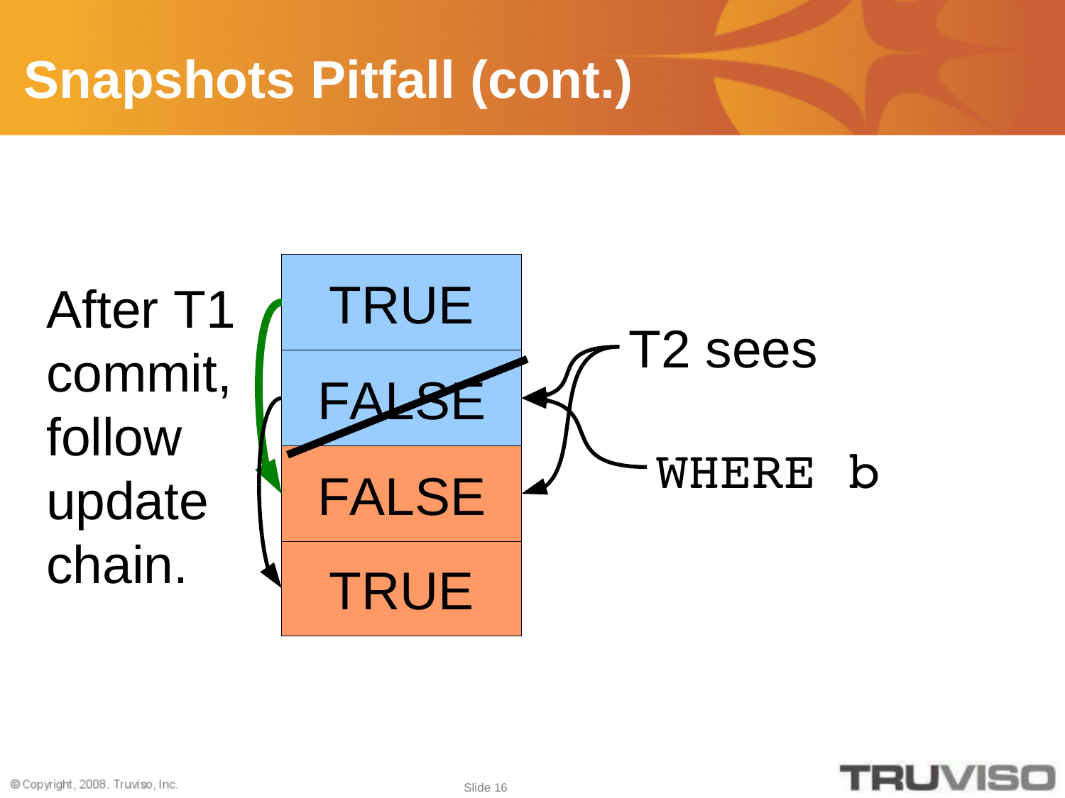# Snapshots Pitfall (cont.)

After T1 commit, follow update chain.

| |
|---|
| TRUE |
| ~~FALSE~~ |
| FALSE |
| TRUE |

T2 sees

`WHERE b`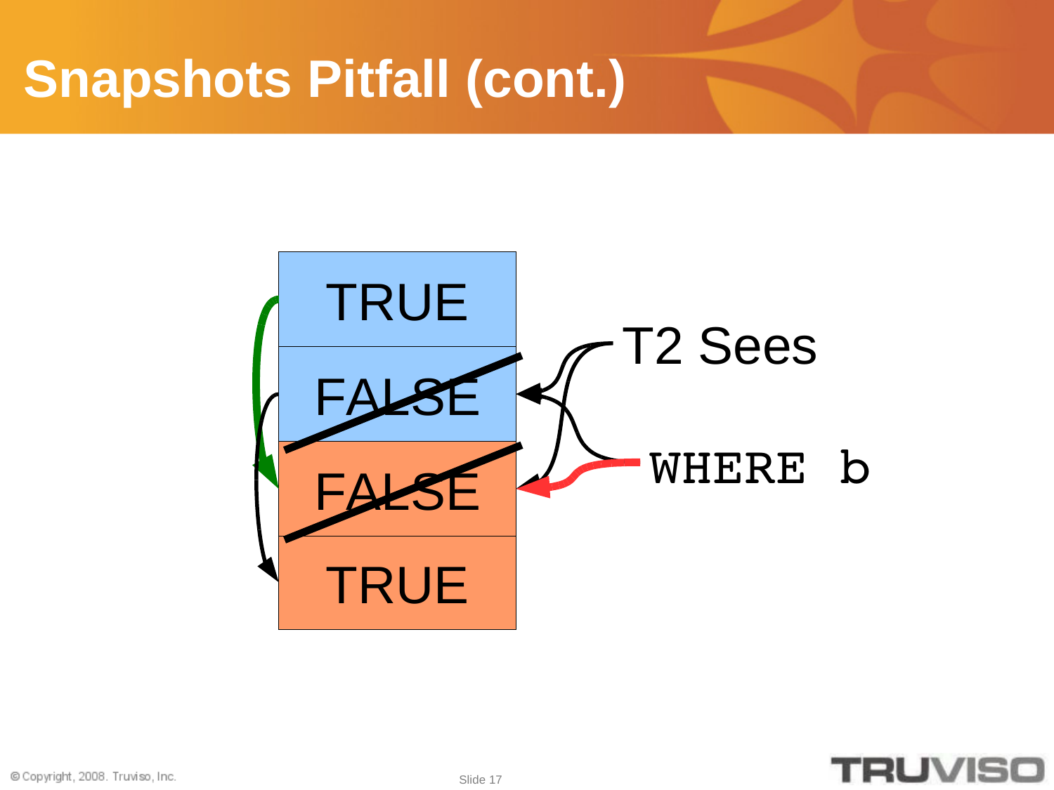# Snapshots Pitfall (cont.)

TRUE

FALSE

FALSE

TRUE

T2 Sees

WHERE b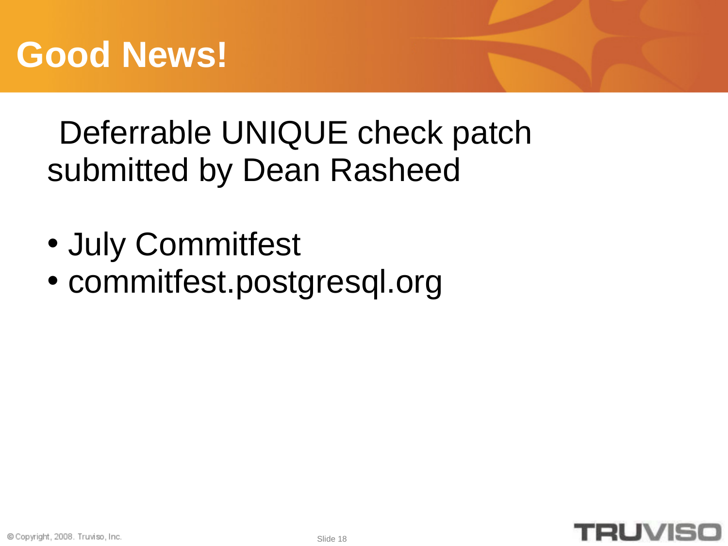# Good News!

Deferrable UNIQUE check patch submitted by Dean Rasheed

- July Commitfest
- commitfest.postgresql.org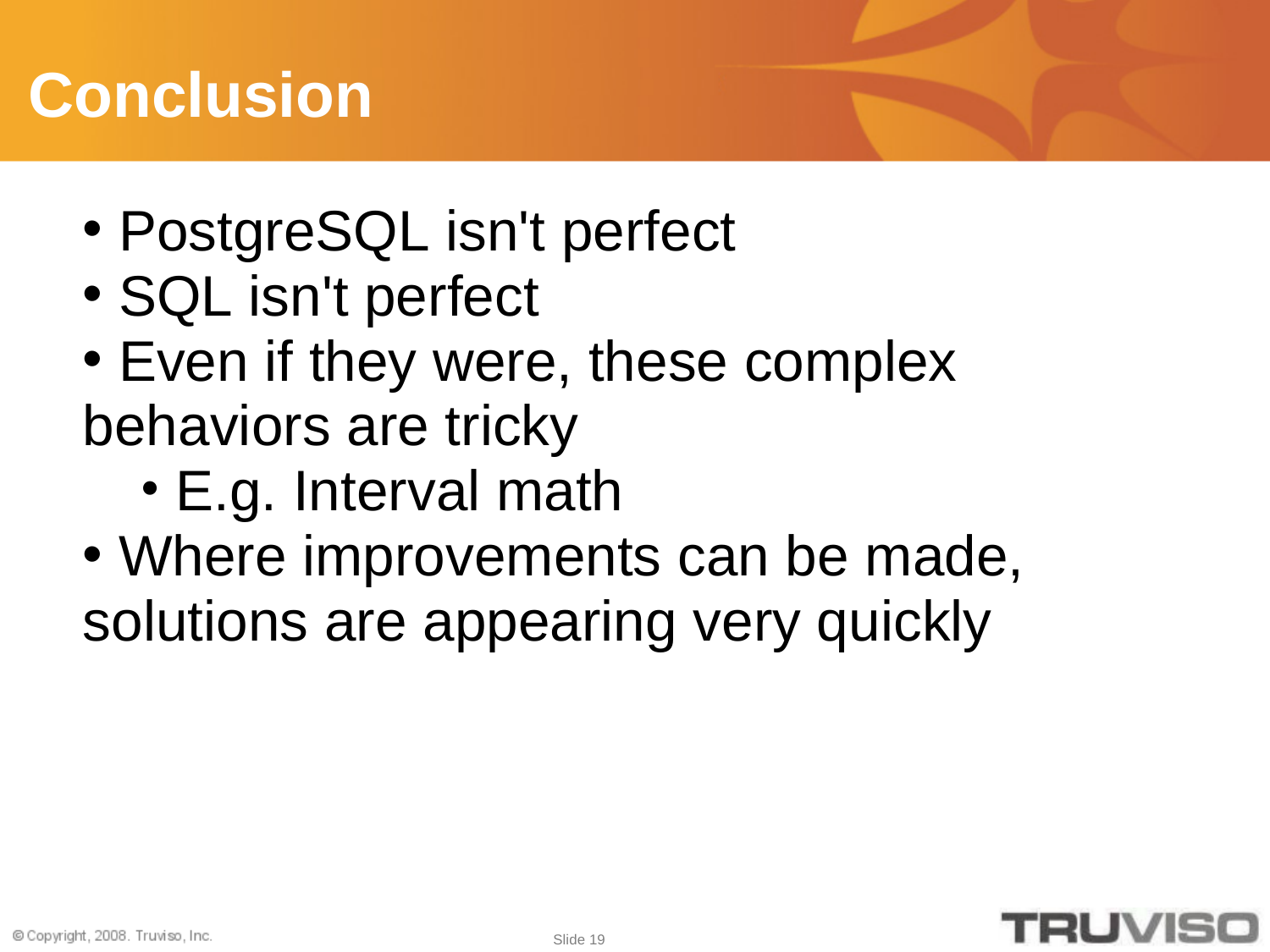# Conclusion

- PostgreSQL isn't perfect
- SQL isn't perfect
- Even if they were, these complex behaviors are tricky
  - E.g. Interval math
- Where improvements can be made, solutions are appearing very quickly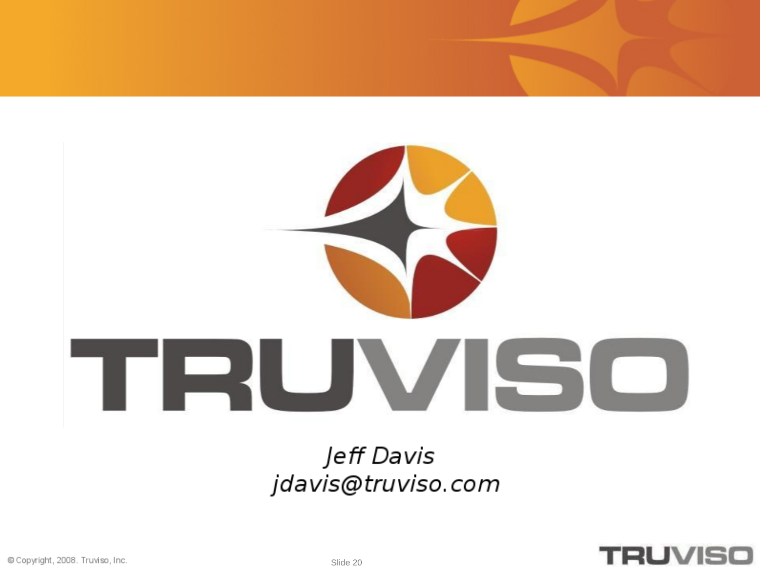TRUVISO

*Jeff Davis*
*jdavis@truviso.com*